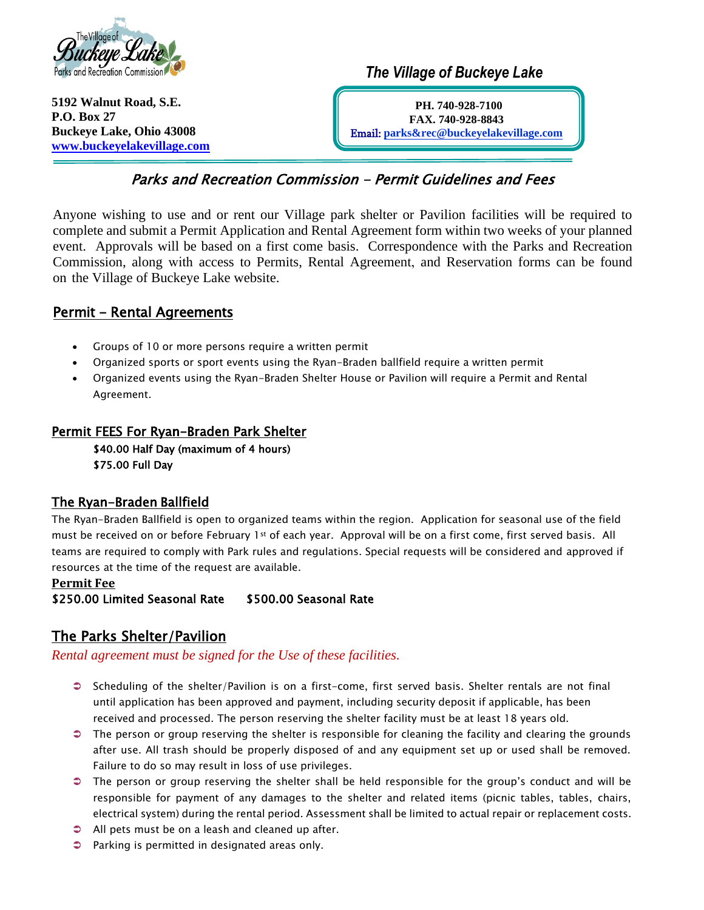The Village of Buckeye Lake Parks and Recreation Commission

5192 Walnut Road, S.E.
P.O. Box 27
Buckeye Lake, Ohio 43008
www.buckeyelakevillage.com

*The Village of Buckeye Lake*

**PH. 740-928-7100**
**FAX. 740-928-8843**
**Email: parks&rec@buckeyelakevillage.com**

# *Parks and Recreation Commission - Permit Guidelines and Fees*

Anyone wishing to use and or rent our Village park shelter or Pavilion facilities will be required to complete and submit a Permit Application and Rental Agreement form within two weeks of your planned event. Approvals will be based on a first come basis. Correspondence with the Parks and Recreation Commission, along with access to Permits, Rental Agreement, and Reservation forms can be found on the Village of Buckeye Lake website.

## Permit - Rental Agreements

- Groups of 10 or more persons require a written permit
- Organized sports or sport events using the Ryan-Braden ballfield require a written permit
- Organized events using the Ryan-Braden Shelter House or Pavilion will require a Permit and Rental Agreement.

## Permit FEES For Ryan-Braden Park Shelter

**$40.00 Half Day (maximum of 4 hours)**
**$75.00 Full Day**

## The Ryan-Braden Ballfield

The Ryan-Braden Ballfield is open to organized teams within the region. Application for seasonal use of the field must be received on or before February 1st of each year. Approval will be on a first come, first served basis. All teams are required to comply with Park rules and regulations. Special requests will be considered and approved if resources at the time of the request are available.

**Permit Fee**

**$250.00 Limited Seasonal Rate $500.00 Seasonal Rate**

## The Parks Shelter/Pavilion

*Rental agreement must be signed for the Use of these facilities.*

- Scheduling of the shelter/Pavilion is on a first-come, first served basis. Shelter rentals are not final until application has been approved and payment, including security deposit if applicable, has been received and processed. The person reserving the shelter facility must be at least 18 years old.
- The person or group reserving the shelter is responsible for cleaning the facility and clearing the grounds after use. All trash should be properly disposed of and any equipment set up or used shall be removed. Failure to do so may result in loss of use privileges.
- The person or group reserving the shelter shall be held responsible for the group's conduct and will be responsible for payment of any damages to the shelter and related items (picnic tables, tables, chairs, electrical system) during the rental period. Assessment shall be limited to actual repair or replacement costs.
- All pets must be on a leash and cleaned up after.
- Parking is permitted in designated areas only.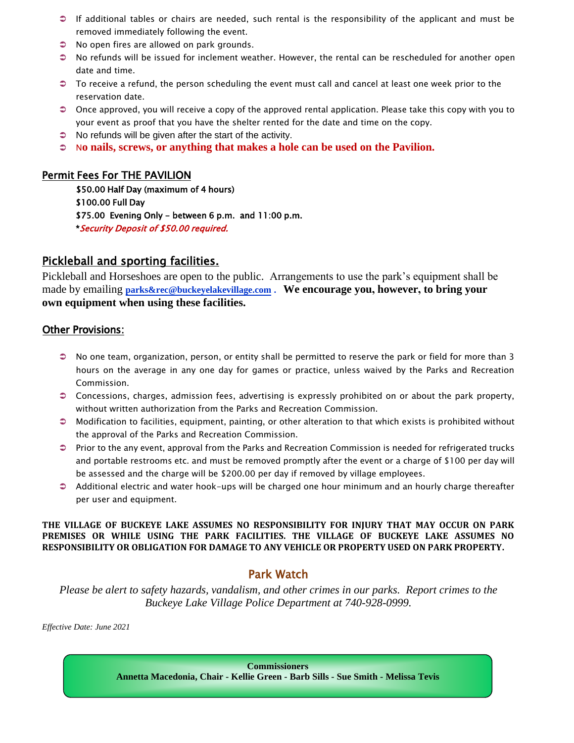- If additional tables or chairs are needed, such rental is the responsibility of the applicant and must be removed immediately following the event.
- No open fires are allowed on park grounds.
- No refunds will be issued for inclement weather. However, the rental can be rescheduled for another open date and time.
- To receive a refund, the person scheduling the event must call and cancel at least one week prior to the reservation date.
- Once approved, you will receive a copy of the approved rental application. Please take this copy with you to your event as proof that you have the shelter rented for the date and time on the copy.
- No refunds will be given after the start of the activity.
- **No nails, screws, or anything that makes a hole can be used on the Pavilion.**

## Permit Fees For THE PAVILION

**$50.00 Half Day (maximum of 4 hours)**
**$100.00 Full Day**
**$75.00 Evening Only – between 6 p.m. and 11:00 p.m.**
**\****Security Deposit of $50.00 required.***

## Pickleball and sporting facilities.

Pickleball and Horseshoes are open to the public. Arrangements to use the park's equipment shall be made by emailing **parks&rec@buckeyelakevillage.com** . **We encourage you, however, to bring your own equipment when using these facilities.**

## Other Provisions:

- No one team, organization, person, or entity shall be permitted to reserve the park or field for more than 3 hours on the average in any one day for games or practice, unless waived by the Parks and Recreation Commission.
- Concessions, charges, admission fees, advertising is expressly prohibited on or about the park property, without written authorization from the Parks and Recreation Commission.
- Modification to facilities, equipment, painting, or other alteration to that which exists is prohibited without the approval of the Parks and Recreation Commission.
- Prior to the any event, approval from the Parks and Recreation Commission is needed for refrigerated trucks and portable restrooms etc. and must be removed promptly after the event or a charge of $100 per day will be assessed and the charge will be $200.00 per day if removed by village employees.
- Additional electric and water hook-ups will be charged one hour minimum and an hourly charge thereafter per user and equipment.

**THE VILLAGE OF BUCKEYE LAKE ASSUMES NO RESPONSIBILITY FOR INJURY THAT MAY OCCUR ON PARK PREMISES OR WHILE USING THE PARK FACILITIES. THE VILLAGE OF BUCKEYE LAKE ASSUMES NO RESPONSIBILITY OR OBLIGATION FOR DAMAGE TO ANY VEHICLE OR PROPERTY USED ON PARK PROPERTY.**

## Park Watch

*Please be alert to safety hazards, vandalism, and other crimes in our parks. Report crimes to the Buckeye Lake Village Police Department at 740-928-0999.*

*Effective Date: June 2021*

**Commissioners**
**Annetta Macedonia, Chair - Kellie Green - Barb Sills - Sue Smith - Melissa Tevis**